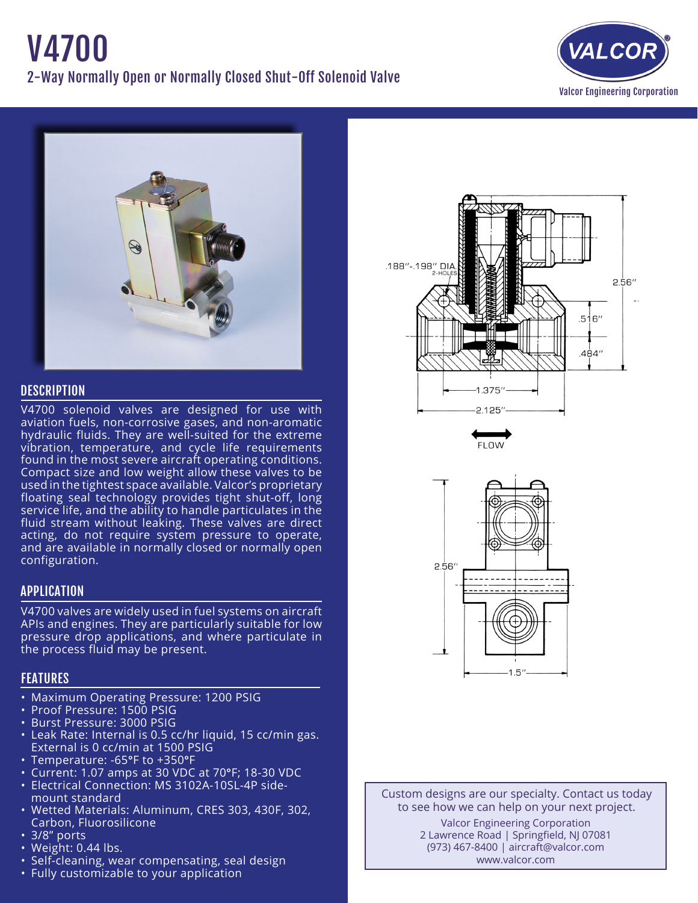# V4700

## 2-Way Normally Open or Normally Closed Shut-Off Solenoid Valve

VALCOR®
Valcor Engineering Corporation

## DESCRIPTION

V4700 solenoid valves are designed for use with aviation fuels, non-corrosive gases, and non-aromatic hydraulic fluids. They are well-suited for the extreme vibration, temperature, and cycle life requirements found in the most severe aircraft operating conditions. Compact size and low weight allow these valves to be used in the tightest space available. Valcor's proprietary floating seal technology provides tight shut-off, long service life, and the ability to handle particulates in the fluid stream without leaking. These valves are direct acting, do not require system pressure to operate, and are available in normally closed or normally open configuration.

## APPLICATION

V4700 valves are widely used in fuel systems on aircraft APIs and engines. They are particularly suitable for low pressure drop applications, and where particulate in the process fluid may be present.

## FEATURES

- Maximum Operating Pressure: 1200 PSIG
- Proof Pressure: 1500 PSIG
- Burst Pressure: 3000 PSIG
- Leak Rate: Internal is 0.5 cc/hr liquid, 15 cc/min gas. External is 0 cc/min at 1500 PSIG
- Temperature: -65°F to +350°F
- Current: 1.07 amps at 30 VDC at 70°F; 18-30 VDC
- Electrical Connection: MS 3102A-10SL-4P side-mount standard
- Wetted Materials: Aluminum, CRES 303, 430F, 302, Carbon, Fluorosilicone
- 3/8" ports
- Weight: 0.44 lbs.
- Self-cleaning, wear compensating, seal design
- Fully customizable to your application

.188"-.198" DIA. 2-HOLES
2.56"
.516"
.484"
1.375"
2.125"
FLOW
2.56"
1.5"

Custom designs are our specialty. Contact us today to see how we can help on your next project.

Valcor Engineering Corporation
2 Lawrence Road | Springfield, NJ 07081
(973) 467-8400 | aircraft@valcor.com
www.valcor.com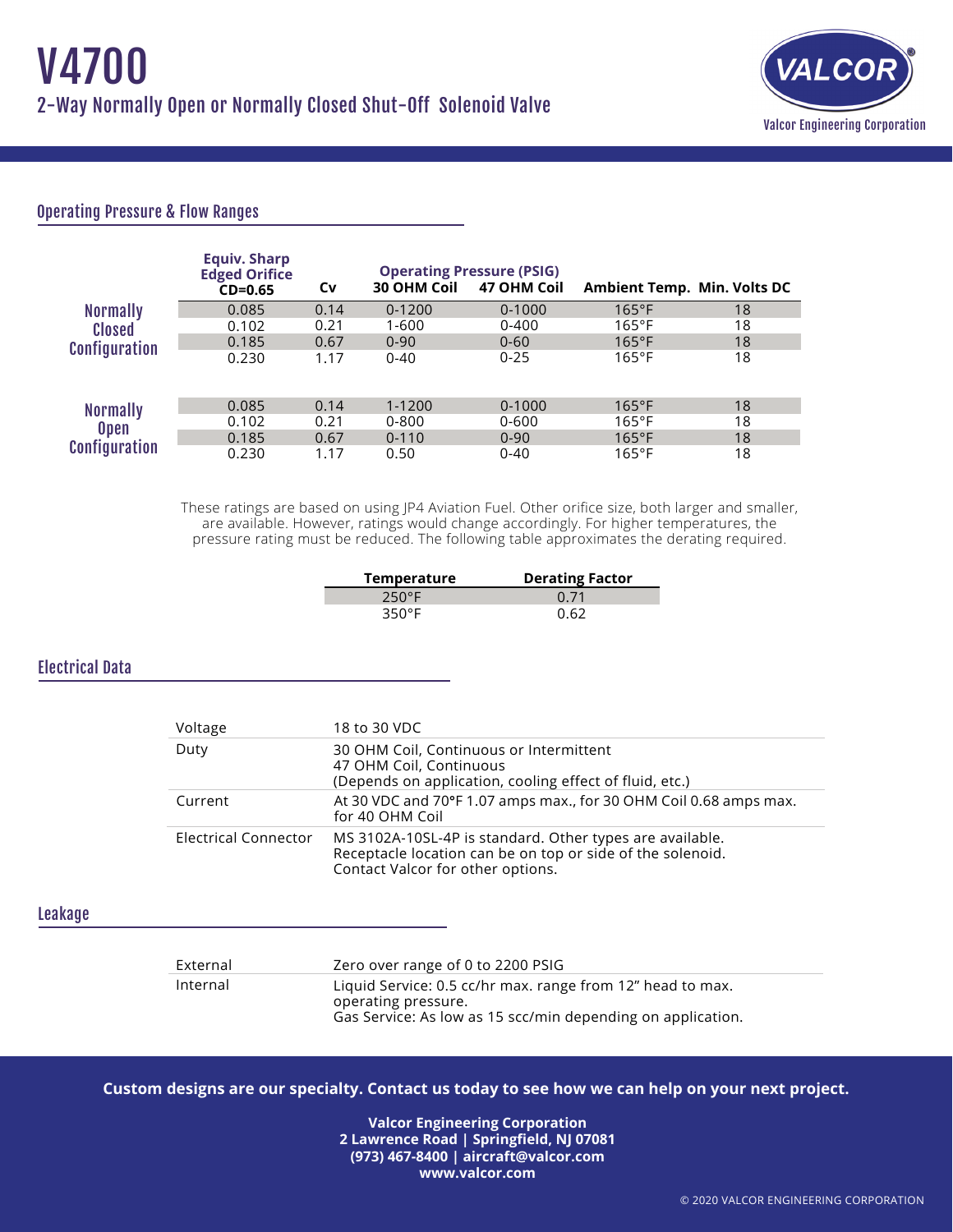# V4700

## 2-Way Normally Open or Normally Closed Shut-Off Solenoid Valve

Valcor Engineering Corporation

### Operating Pressure & Flow Ranges

| | Equiv. Sharp Edged Orifice CD=0.65 | Cv | Operating Pressure (PSIG) 30 OHM Coil | 47 OHM Coil | Ambient Temp. | Min. Volts DC |
|---|---|---|---|---|---|---|
| Normally Closed Configuration | 0.085 | 0.14 | 0-1200 | 0-1000 | 165°F | 18 |
| | 0.102 | 0.21 | 1-600 | 0-400 | 165°F | 18 |
| | 0.185 | 0.67 | 0-90 | 0-60 | 165°F | 18 |
| | 0.230 | 1.17 | 0-40 | 0-25 | 165°F | 18 |
| Normally Open Configuration | 0.085 | 0.14 | 1-1200 | 0-1000 | 165°F | 18 |
| | 0.102 | 0.21 | 0-800 | 0-600 | 165°F | 18 |
| | 0.185 | 0.67 | 0-110 | 0-90 | 165°F | 18 |
| | 0.230 | 1.17 | 0.50 | 0-40 | 165°F | 18 |

These ratings are based on using JP4 Aviation Fuel. Other orifice size, both larger and smaller, are available. However, ratings would change accordingly. For higher temperatures, the pressure rating must be reduced. The following table approximates the derating required.

| Temperature | Derating Factor |
|---|---|
| 250°F | 0.71 |
| 350°F | 0.62 |

### Electrical Data

| | |
|---|---|
| Voltage | 18 to 30 VDC |
| Duty | 30 OHM Coil, Continuous or Intermittent<br>47 OHM Coil, Continuous<br>(Depends on application, cooling effect of fluid, etc.) |
| Current | At 30 VDC and 70°F 1.07 amps max., for 30 OHM Coil 0.68 amps max. for 40 OHM Coil |
| Electrical Connector | MS 3102A-10SL-4P is standard. Other types are available. Receptacle location can be on top or side of the solenoid. Contact Valcor for other options. |

### Leakage

| | |
|---|---|
| External | Zero over range of 0 to 2200 PSIG |
| Internal | Liquid Service: 0.5 cc/hr max. range from 12" head to max. operating pressure.<br>Gas Service: As low as 15 scc/min depending on application. |

**Custom designs are our specialty. Contact us today to see how we can help on your next project.**

**Valcor Engineering Corporation**
**2 Lawrence Road | Springfield, NJ 07081**
**(973) 467-8400 | aircraft@valcor.com**
**www.valcor.com**

© 2020 VALCOR ENGINEERING CORPORATION